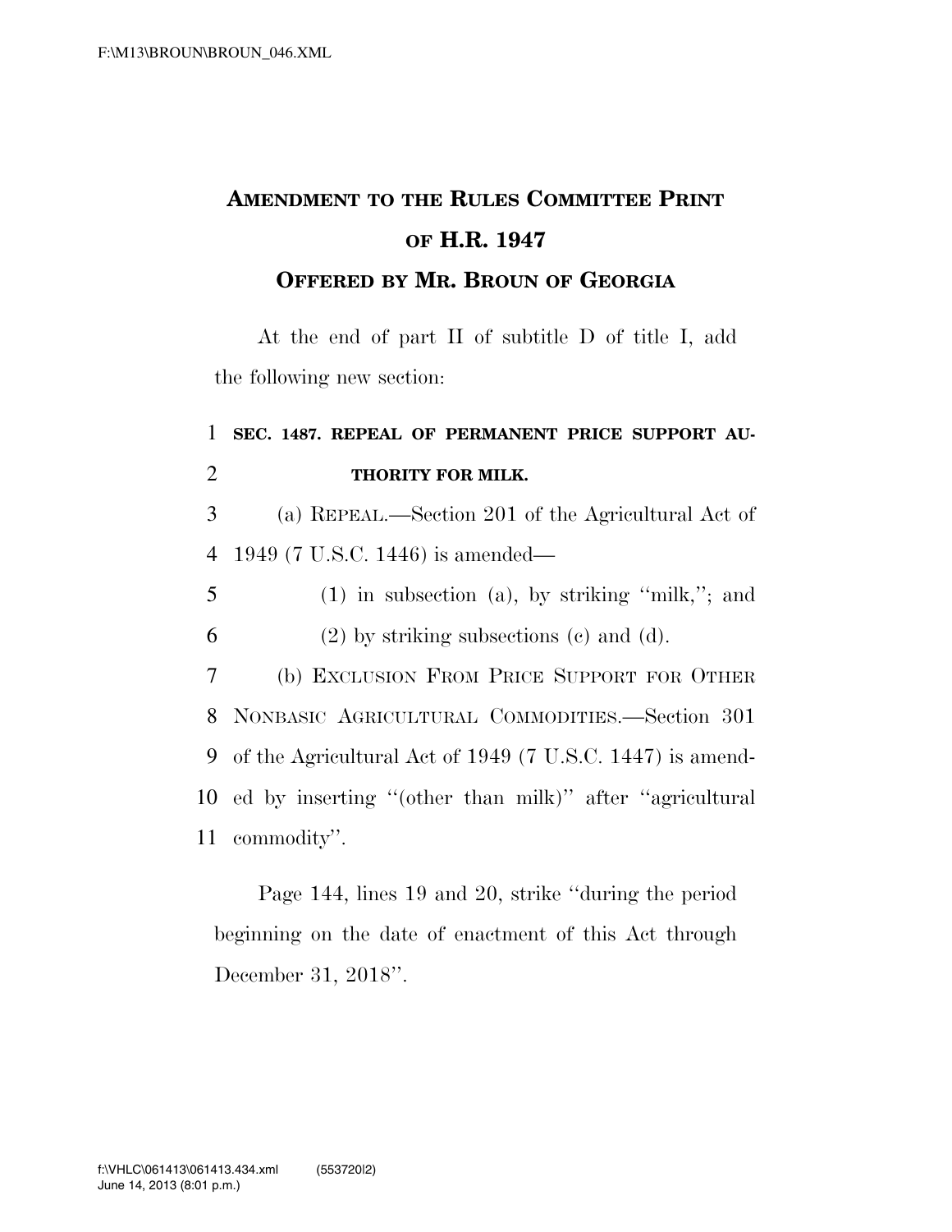# AMENDMENT TO THE RULES COMMITTEE PRINT OF H.R. 1947

## OFFERED BY MR. BROUN OF GEORGIA

At the end of part II of subtitle D of title I, add the following new section:

**SEC. 1487. REPEAL OF PERMANENT PRICE SUPPORT AUTHORITY FOR MILK.**

(a) REPEAL.—Section 201 of the Agricultural Act of 1949 (7 U.S.C. 1446) is amended—

(1) in subsection (a), by striking "milk,"; and

(2) by striking subsections (c) and (d).

(b) EXCLUSION FROM PRICE SUPPORT FOR OTHER NONBASIC AGRICULTURAL COMMODITIES.—Section 301 of the Agricultural Act of 1949 (7 U.S.C. 1447) is amended by inserting "(other than milk)" after "agricultural commodity".

Page 144, lines 19 and 20, strike "during the period beginning on the date of enactment of this Act through December 31, 2018".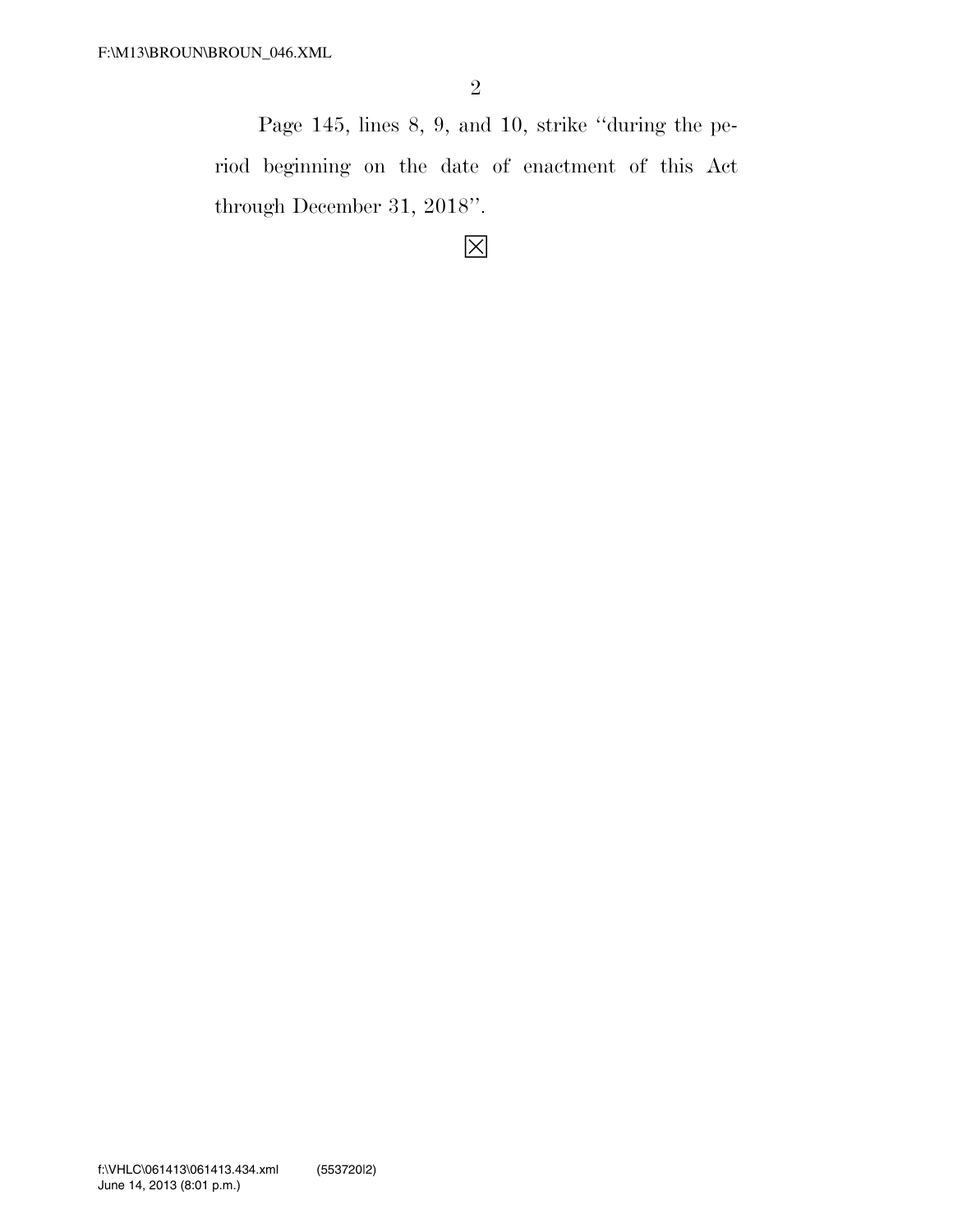Page 145, lines 8, 9, and 10, strike "during the period beginning on the date of enactment of this Act through December 31, 2018".

☒